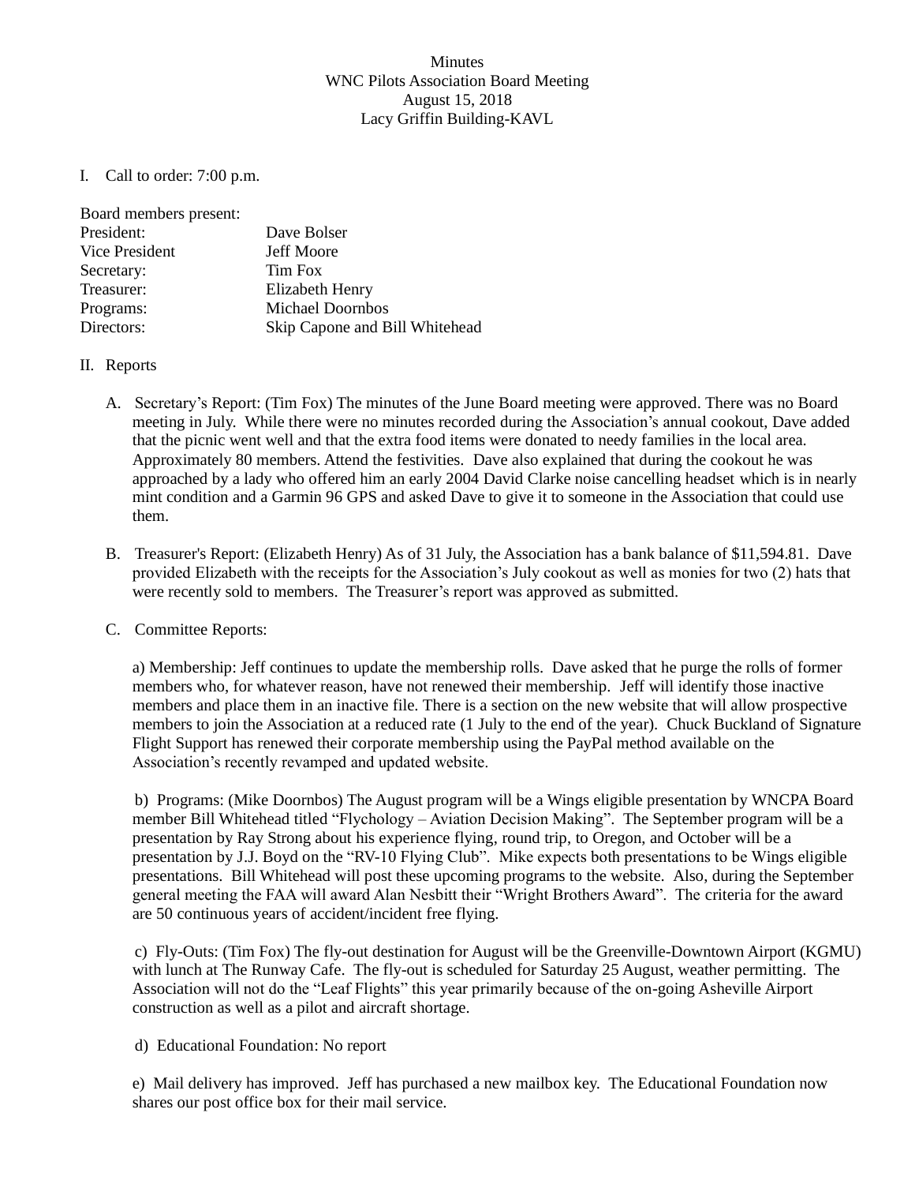Minutes
WNC Pilots Association Board Meeting
August 15, 2018
Lacy Griffin Building-KAVL

I. Call to order: 7:00 p.m.

Board members present:

| | |
|---|---|
| President: | Dave Bolser |
| Vice President | Jeff Moore |
| Secretary: | Tim Fox |
| Treasurer: | Elizabeth Henry |
| Programs: | Michael Doornbos |
| Directors: | Skip Capone and Bill Whitehead |

II. Reports

A. Secretary's Report: (Tim Fox) The minutes of the June Board meeting were approved. There was no Board meeting in July. While there were no minutes recorded during the Association's annual cookout, Dave added that the picnic went well and that the extra food items were donated to needy families in the local area. Approximately 80 members. Attend the festivities. Dave also explained that during the cookout he was approached by a lady who offered him an early 2004 David Clarke noise cancelling headset which is in nearly mint condition and a Garmin 96 GPS and asked Dave to give it to someone in the Association that could use them.

B. Treasurer's Report: (Elizabeth Henry) As of 31 July, the Association has a bank balance of $11,594.81. Dave provided Elizabeth with the receipts for the Association's July cookout as well as monies for two (2) hats that were recently sold to members. The Treasurer's report was approved as submitted.

C. Committee Reports:

a) Membership: Jeff continues to update the membership rolls. Dave asked that he purge the rolls of former members who, for whatever reason, have not renewed their membership. Jeff will identify those inactive members and place them in an inactive file. There is a section on the new website that will allow prospective members to join the Association at a reduced rate (1 July to the end of the year). Chuck Buckland of Signature Flight Support has renewed their corporate membership using the PayPal method available on the Association's recently revamped and updated website.

b) Programs: (Mike Doornbos) The August program will be a Wings eligible presentation by WNCPA Board member Bill Whitehead titled "Flychology – Aviation Decision Making". The September program will be a presentation by Ray Strong about his experience flying, round trip, to Oregon, and October will be a presentation by J.J. Boyd on the "RV-10 Flying Club". Mike expects both presentations to be Wings eligible presentations. Bill Whitehead will post these upcoming programs to the website. Also, during the September general meeting the FAA will award Alan Nesbitt their "Wright Brothers Award". The criteria for the award are 50 continuous years of accident/incident free flying.

c) Fly-Outs: (Tim Fox) The fly-out destination for August will be the Greenville-Downtown Airport (KGMU) with lunch at The Runway Cafe. The fly-out is scheduled for Saturday 25 August, weather permitting. The Association will not do the "Leaf Flights" this year primarily because of the on-going Asheville Airport construction as well as a pilot and aircraft shortage.

d) Educational Foundation: No report

e) Mail delivery has improved. Jeff has purchased a new mailbox key. The Educational Foundation now shares our post office box for their mail service.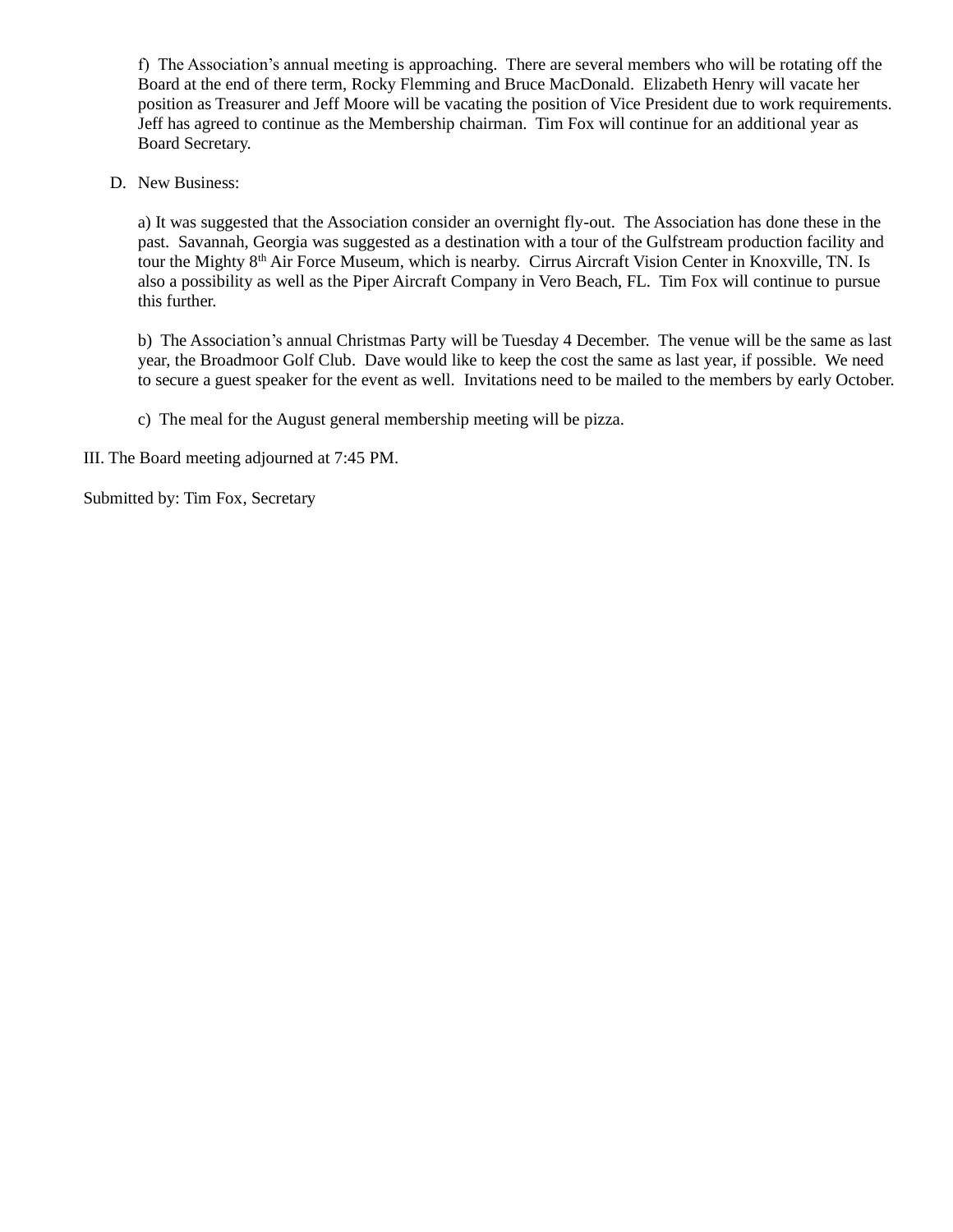f) The Association's annual meeting is approaching. There are several members who will be rotating off the Board at the end of there term, Rocky Flemming and Bruce MacDonald. Elizabeth Henry will vacate her position as Treasurer and Jeff Moore will be vacating the position of Vice President due to work requirements. Jeff has agreed to continue as the Membership chairman. Tim Fox will continue for an additional year as Board Secretary.

D. New Business:

a) It was suggested that the Association consider an overnight fly-out. The Association has done these in the past. Savannah, Georgia was suggested as a destination with a tour of the Gulfstream production facility and tour the Mighty 8th Air Force Museum, which is nearby. Cirrus Aircraft Vision Center in Knoxville, TN. Is also a possibility as well as the Piper Aircraft Company in Vero Beach, FL. Tim Fox will continue to pursue this further.

b) The Association's annual Christmas Party will be Tuesday 4 December. The venue will be the same as last year, the Broadmoor Golf Club. Dave would like to keep the cost the same as last year, if possible. We need to secure a guest speaker for the event as well. Invitations need to be mailed to the members by early October.

c) The meal for the August general membership meeting will be pizza.

III. The Board meeting adjourned at 7:45 PM.

Submitted by: Tim Fox, Secretary